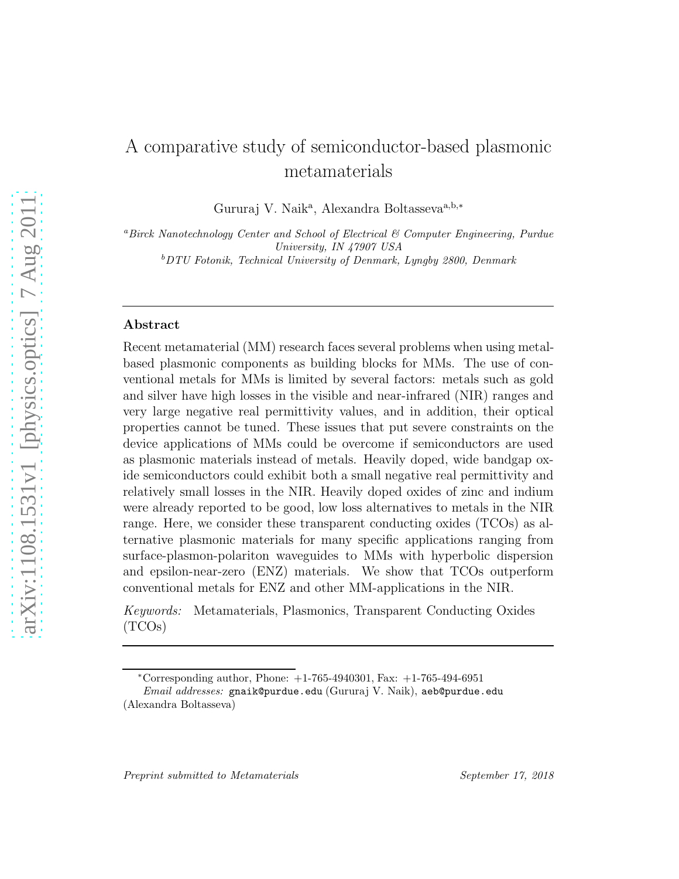# A comparative study of semiconductor-based plasmonic metamaterials

Gururaj V. Naik[a], Alexandra Boltasseva[a,b,*]

[a] *Birck Nanotechnology Center and School of Electrical & Computer Engineering, Purdue University, IN 47907 USA*

[b] *DTU Fotonik, Technical University of Denmark, Lyngby 2800, Denmark*

---

## Abstract

Recent metamaterial (MM) research faces several problems when using metal-based plasmonic components as building blocks for MMs. The use of conventional metals for MMs is limited by several factors: metals such as gold and silver have high losses in the visible and near-infrared (NIR) ranges and very large negative real permittivity values, and in addition, their optical properties cannot be tuned. These issues that put severe constraints on the device applications of MMs could be overcome if semiconductors are used as plasmonic materials instead of metals. Heavily doped, wide bandgap oxide semiconductors could exhibit both a small negative real permittivity and relatively small losses in the NIR. Heavily doped oxides of zinc and indium were already reported to be good, low loss alternatives to metals in the NIR range. Here, we consider these transparent conducting oxides (TCOs) as alternative plasmonic materials for many specific applications ranging from surface-plasmon-polariton waveguides to MMs with hyperbolic dispersion and epsilon-near-zero (ENZ) materials. We show that TCOs outperform conventional metals for ENZ and other MM-applications in the NIR.

*Keywords:* Metamaterials, Plasmonics, Transparent Conducting Oxides (TCOs)

---

*Corresponding author, Phone: +1-765-4940301, Fax: +1-765-494-6951

*Email addresses:* gnaik@purdue.edu (Gururaj V. Naik), aeb@purdue.edu (Alexandra Boltasseva)

*Preprint submitted to Metamaterials* *September 17, 2018*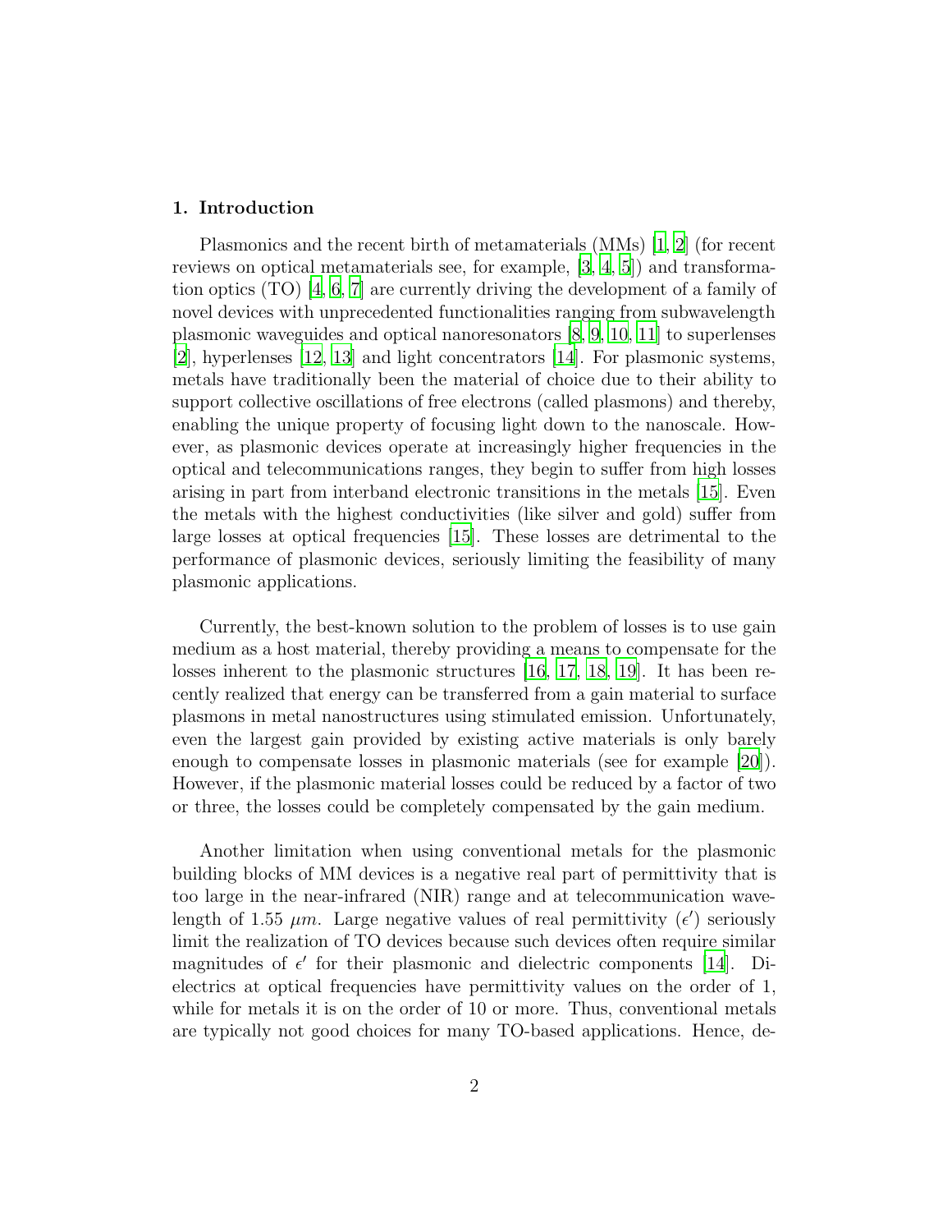## 1. Introduction

Plasmonics and the recent birth of metamaterials (MMs) [1, 2] (for recent reviews on optical metamaterials see, for example, [3, 4, 5]) and transformation optics (TO) [4, 6, 7] are currently driving the development of a family of novel devices with unprecedented functionalities ranging from subwavelength plasmonic waveguides and optical nanoresonators [8, 9, 10, 11] to superlenses [2], hyperlenses [12, 13] and light concentrators [14]. For plasmonic systems, metals have traditionally been the material of choice due to their ability to support collective oscillations of free electrons (called plasmons) and thereby, enabling the unique property of focusing light down to the nanoscale. However, as plasmonic devices operate at increasingly higher frequencies in the optical and telecommunications ranges, they begin to suffer from high losses arising in part from interband electronic transitions in the metals [15]. Even the metals with the highest conductivities (like silver and gold) suffer from large losses at optical frequencies [15]. These losses are detrimental to the performance of plasmonic devices, seriously limiting the feasibility of many plasmonic applications.

Currently, the best-known solution to the problem of losses is to use gain medium as a host material, thereby providing a means to compensate for the losses inherent to the plasmonic structures [16, 17, 18, 19]. It has been recently realized that energy can be transferred from a gain material to surface plasmons in metal nanostructures using stimulated emission. Unfortunately, even the largest gain provided by existing active materials is only barely enough to compensate losses in plasmonic materials (see for example [20]). However, if the plasmonic material losses could be reduced by a factor of two or three, the losses could be completely compensated by the gain medium.

Another limitation when using conventional metals for the plasmonic building blocks of MM devices is a negative real part of permittivity that is too large in the near-infrared (NIR) range and at telecommunication wavelength of 1.55 $\mu m$. Large negative values of real permittivity ($\epsilon'$) seriously limit the realization of TO devices because such devices often require similar magnitudes of $\epsilon'$ for their plasmonic and dielectric components [14]. Dielectrics at optical frequencies have permittivity values on the order of 1, while for metals it is on the order of 10 or more. Thus, conventional metals are typically not good choices for many TO-based applications. Hence, de-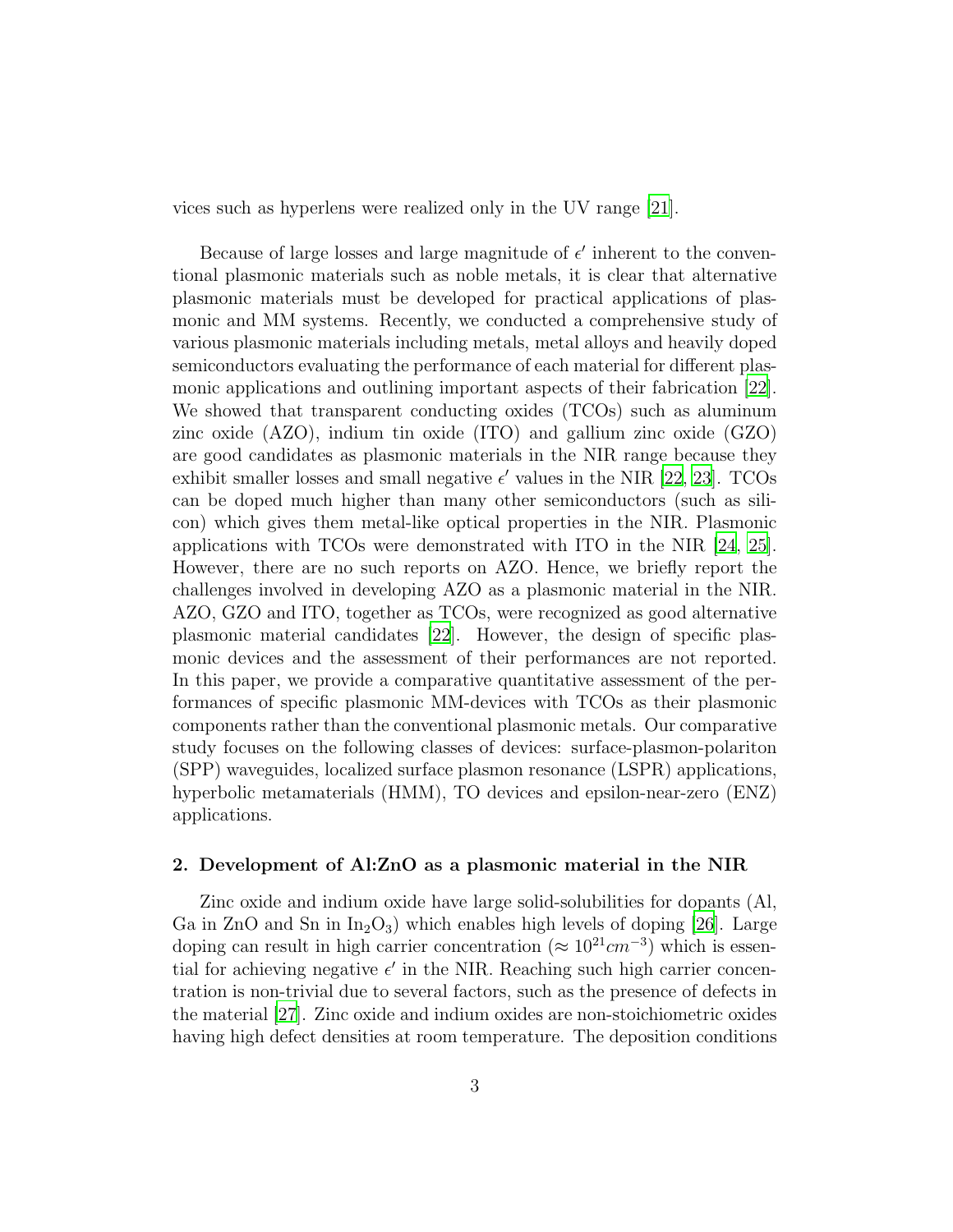vices such as hyperlens were realized only in the UV range [21].

Because of large losses and large magnitude of $\epsilon'$ inherent to the conventional plasmonic materials such as noble metals, it is clear that alternative plasmonic materials must be developed for practical applications of plasmonic and MM systems. Recently, we conducted a comprehensive study of various plasmonic materials including metals, metal alloys and heavily doped semiconductors evaluating the performance of each material for different plasmonic applications and outlining important aspects of their fabrication [22]. We showed that transparent conducting oxides (TCOs) such as aluminum zinc oxide (AZO), indium tin oxide (ITO) and gallium zinc oxide (GZO) are good candidates as plasmonic materials in the NIR range because they exhibit smaller losses and small negative $\epsilon'$ values in the NIR [22, 23]. TCOs can be doped much higher than many other semiconductors (such as silicon) which gives them metal-like optical properties in the NIR. Plasmonic applications with TCOs were demonstrated with ITO in the NIR [24, 25]. However, there are no such reports on AZO. Hence, we briefly report the challenges involved in developing AZO as a plasmonic material in the NIR. AZO, GZO and ITO, together as TCOs, were recognized as good alternative plasmonic material candidates [22]. However, the design of specific plasmonic devices and the assessment of their performances are not reported. In this paper, we provide a comparative quantitative assessment of the performances of specific plasmonic MM-devices with TCOs as their plasmonic components rather than the conventional plasmonic metals. Our comparative study focuses on the following classes of devices: surface-plasmon-polariton (SPP) waveguides, localized surface plasmon resonance (LSPR) applications, hyperbolic metamaterials (HMM), TO devices and epsilon-near-zero (ENZ) applications.

## 2. Development of Al:ZnO as a plasmonic material in the NIR

Zinc oxide and indium oxide have large solid-solubilities for dopants (Al, Ga in ZnO and Sn in $In_2O_3$) which enables high levels of doping [26]. Large doping can result in high carrier concentration ($\approx 10^{21} cm^{-3}$) which is essential for achieving negative $\epsilon'$ in the NIR. Reaching such high carrier concentration is non-trivial due to several factors, such as the presence of defects in the material [27]. Zinc oxide and indium oxides are non-stoichiometric oxides having high defect densities at room temperature. The deposition conditions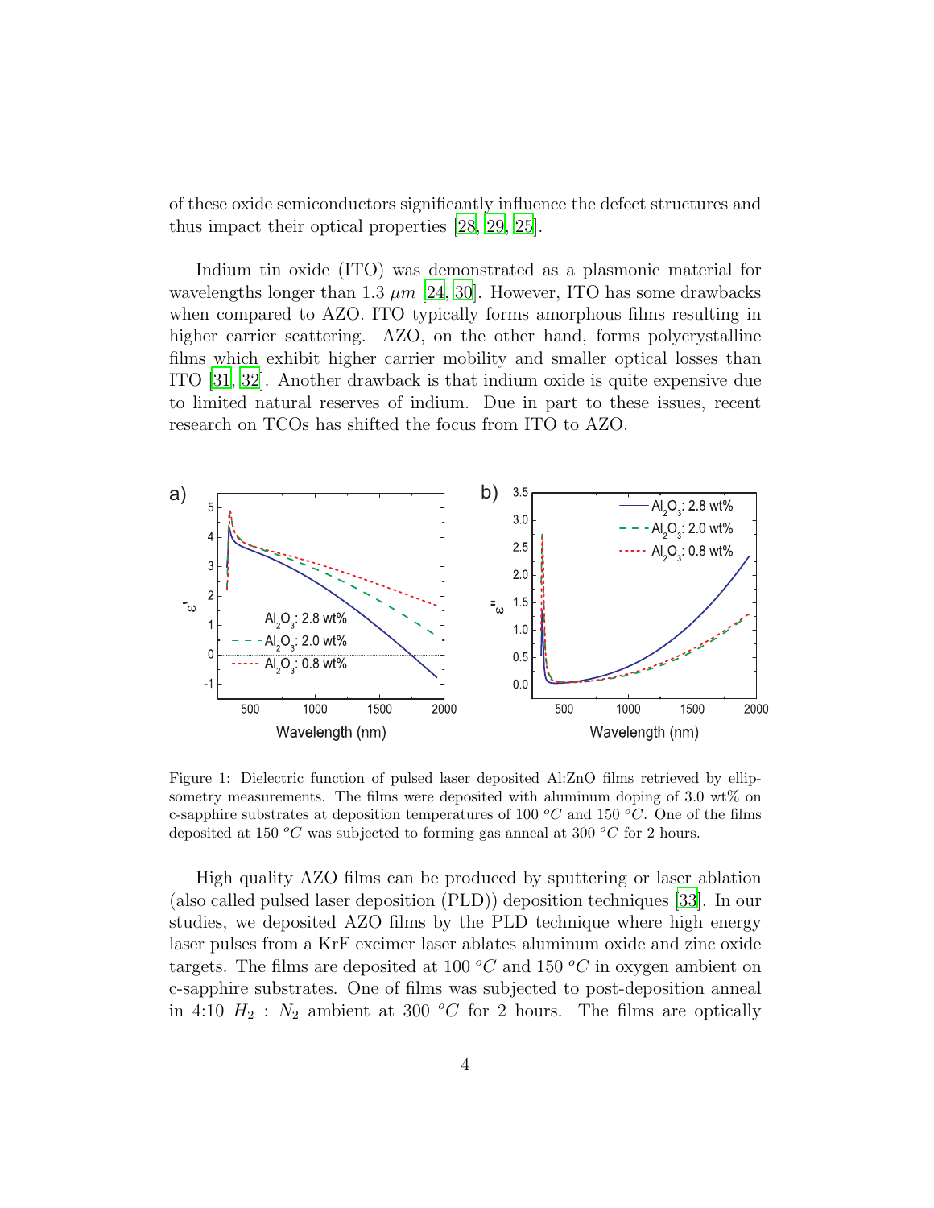of these oxide semiconductors significantly influence the defect structures and thus impact their optical properties [28, 29, 25].

Indium tin oxide (ITO) was demonstrated as a plasmonic material for wavelengths longer than 1.3 $\mu m$ [24, 30]. However, ITO has some drawbacks when compared to AZO. ITO typically forms amorphous films resulting in higher carrier scattering. AZO, on the other hand, forms polycrystalline films which exhibit higher carrier mobility and smaller optical losses than ITO [31, 32]. Another drawback is that indium oxide is quite expensive due to limited natural reserves of indium. Due in part to these issues, recent research on TCOs has shifted the focus from ITO to AZO.

Figure 1: Dielectric function of pulsed laser deposited Al:ZnO films retrieved by ellipsometry measurements. The films were deposited with aluminum doping of 3.0 wt% on c-sapphire substrates at deposition temperatures of 100 $^oC$ and 150 $^oC$. One of the films deposited at 150 $^oC$ was subjected to forming gas anneal at 300 $^oC$ for 2 hours.

High quality AZO films can be produced by sputtering or laser ablation (also called pulsed laser deposition (PLD)) deposition techniques [33]. In our studies, we deposited AZO films by the PLD technique where high energy laser pulses from a KrF excimer laser ablates aluminum oxide and zinc oxide targets. The films are deposited at 100 $^oC$ and 150 $^oC$ in oxygen ambient on c-sapphire substrates. One of films was subjected to post-deposition anneal in 4:10 $H_2$ : $N_2$ ambient at 300 $^oC$ for 2 hours. The films are optically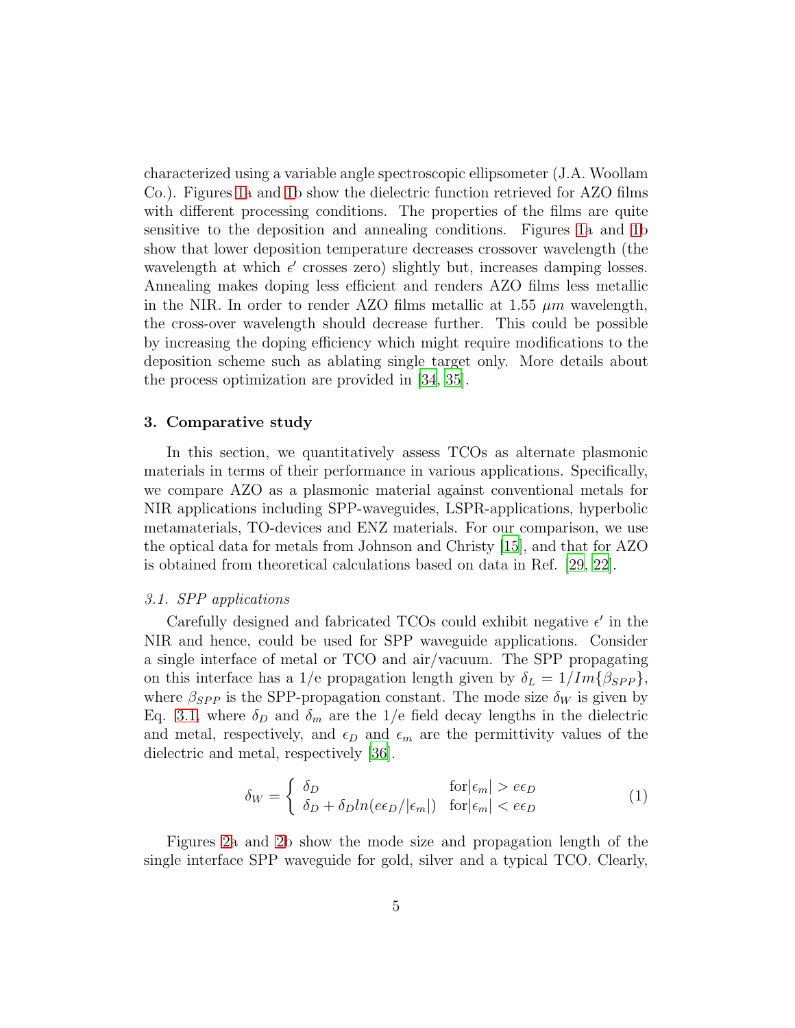characterized using a variable angle spectroscopic ellipsometer (J.A. Woollam Co.). Figures 1a and 1b show the dielectric function retrieved for AZO films with different processing conditions. The properties of the films are quite sensitive to the deposition and annealing conditions. Figures 1a and 1b show that lower deposition temperature decreases crossover wavelength (the wavelength at which $\epsilon'$ crosses zero) slightly but, increases damping losses. Annealing makes doping less efficient and renders AZO films less metallic in the NIR. In order to render AZO films metallic at 1.55 $\mu m$ wavelength, the cross-over wavelength should decrease further. This could be possible by increasing the doping efficiency which might require modifications to the deposition scheme such as ablating single target only. More details about the process optimization are provided in [34, 35].

## 3. Comparative study

In this section, we quantitatively assess TCOs as alternate plasmonic materials in terms of their performance in various applications. Specifically, we compare AZO as a plasmonic material against conventional metals for NIR applications including SPP-waveguides, LSPR-applications, hyperbolic metamaterials, TO-devices and ENZ materials. For our comparison, we use the optical data for metals from Johnson and Christy [15], and that for AZO is obtained from theoretical calculations based on data in Ref. [29, 22].

### *3.1. SPP applications*

Carefully designed and fabricated TCOs could exhibit negative $\epsilon'$ in the NIR and hence, could be used for SPP waveguide applications. Consider a single interface of metal or TCO and air/vacuum. The SPP propagating on this interface has a 1/e propagation length given by $\delta_L = 1/Im\{\beta_{SPP}\}$, where $\beta_{SPP}$ is the SPP-propagation constant. The mode size $\delta_W$ is given by Eq. 3.1, where $\delta_D$ and $\delta_m$ are the 1/e field decay lengths in the dielectric and metal, respectively, and $\epsilon_D$ and $\epsilon_m$ are the permittivity values of the dielectric and metal, respectively [36].

$$
\delta_W = \begin{cases} \delta_D & \text{for} |\epsilon_m| > e\epsilon_D \\ \delta_D + \delta_D ln(e\epsilon_D/|\epsilon_m|) & \text{for} |\epsilon_m| < e\epsilon_D \end{cases} \tag{1}
$$

Figures 2a and 2b show the mode size and propagation length of the single interface SPP waveguide for gold, silver and a typical TCO. Clearly,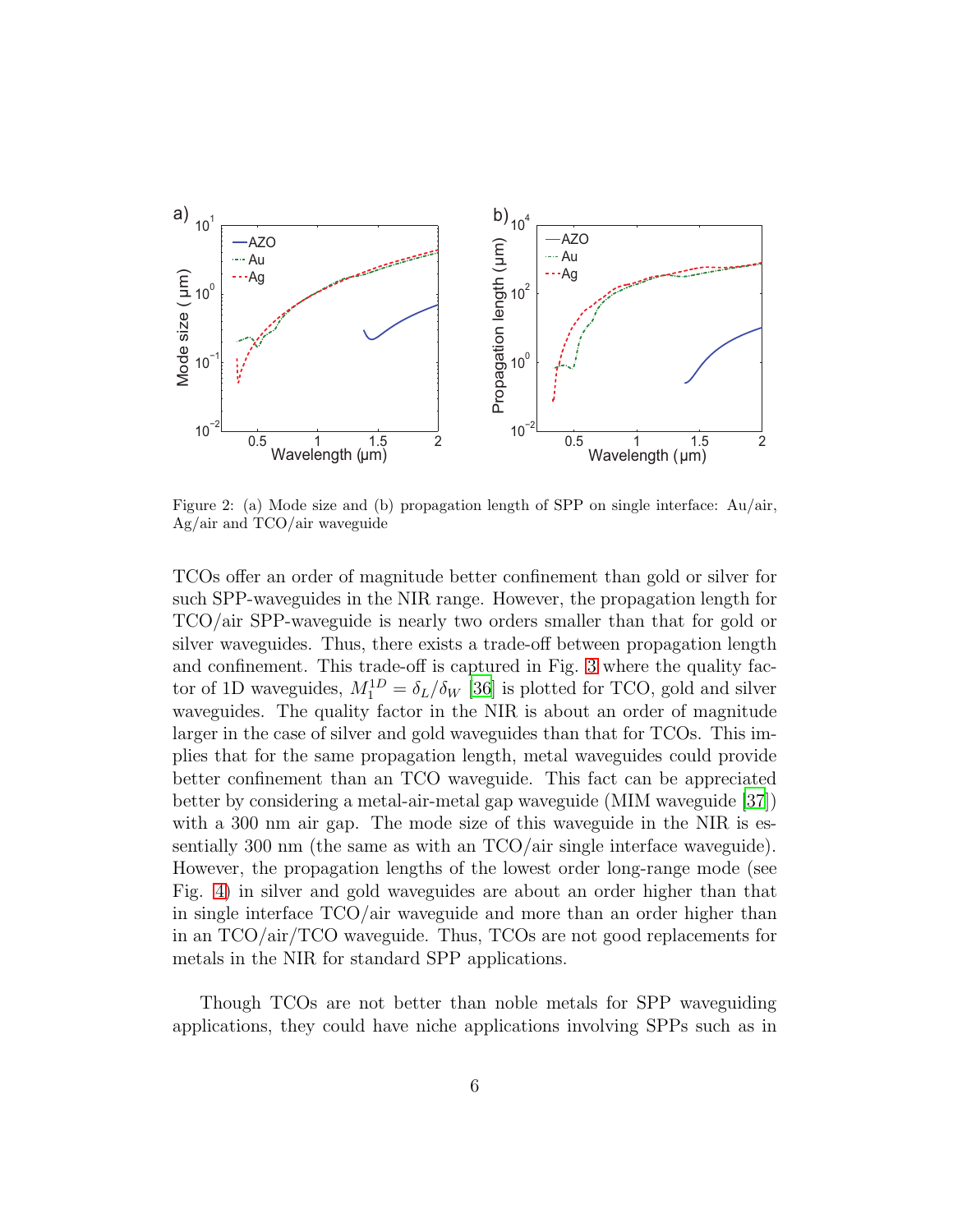Figure 2: (a) Mode size and (b) propagation length of SPP on single interface: Au/air, Ag/air and TCO/air waveguide

TCOs offer an order of magnitude better confinement than gold or silver for such SPP-waveguides in the NIR range. However, the propagation length for TCO/air SPP-waveguide is nearly two orders smaller than that for gold or silver waveguides. Thus, there exists a trade-off between propagation length and confinement. This trade-off is captured in Fig. 3 where the quality factor of 1D waveguides, $M_1^{1D} = \delta_L/\delta_W$ [36] is plotted for TCO, gold and silver waveguides. The quality factor in the NIR is about an order of magnitude larger in the case of silver and gold waveguides than that for TCOs. This implies that for the same propagation length, metal waveguides could provide better confinement than an TCO waveguide. This fact can be appreciated better by considering a metal-air-metal gap waveguide (MIM waveguide [37]) with a 300 nm air gap. The mode size of this waveguide in the NIR is essentially 300 nm (the same as with an TCO/air single interface waveguide). However, the propagation lengths of the lowest order long-range mode (see Fig. 4) in silver and gold waveguides are about an order higher than that in single interface TCO/air waveguide and more than an order higher than in an TCO/air/TCO waveguide. Thus, TCOs are not good replacements for metals in the NIR for standard SPP applications.

Though TCOs are not better than noble metals for SPP waveguiding applications, they could have niche applications involving SPPs such as in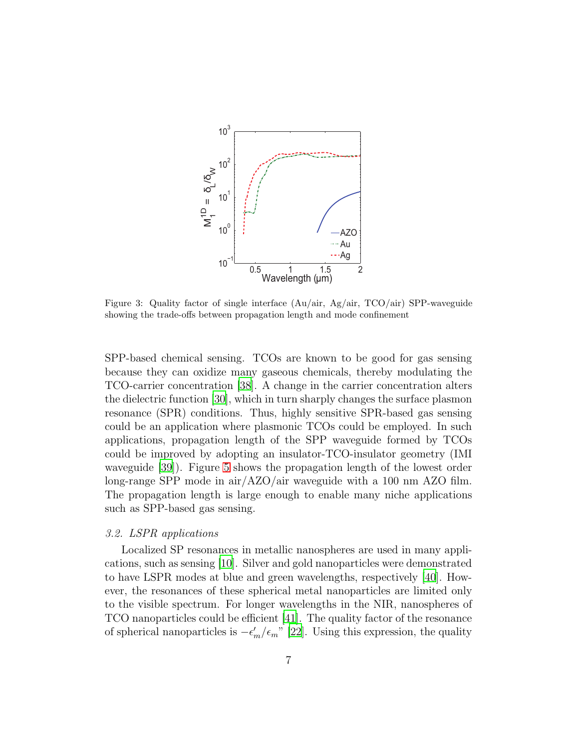Figure 3: Quality factor of single interface (Au/air, Ag/air, TCO/air) SPP-waveguide showing the trade-offs between propagation length and mode confinement

SPP-based chemical sensing. TCOs are known to be good for gas sensing because they can oxidize many gaseous chemicals, thereby modulating the TCO-carrier concentration [38]. A change in the carrier concentration alters the dielectric function [30], which in turn sharply changes the surface plasmon resonance (SPR) conditions. Thus, highly sensitive SPR-based gas sensing could be an application where plasmonic TCOs could be employed. In such applications, propagation length of the SPP waveguide formed by TCOs could be improved by adopting an insulator-TCO-insulator geometry (IMI waveguide [39]). Figure 5 shows the propagation length of the lowest order long-range SPP mode in air/AZO/air waveguide with a 100 nm AZO film. The propagation length is large enough to enable many niche applications such as SPP-based gas sensing.

### *3.2. LSPR applications*

Localized SP resonances in metallic nanospheres are used in many applications, such as sensing [10]. Silver and gold nanoparticles were demonstrated to have LSPR modes at blue and green wavelengths, respectively [40]. However, the resonances of these spherical metal nanoparticles are limited only to the visible spectrum. For longer wavelengths in the NIR, nanospheres of TCO nanoparticles could be efficient [41]. The quality factor of the resonance of spherical nanoparticles is $-\epsilon_m'/\epsilon_m''$ [22]. Using this expression, the quality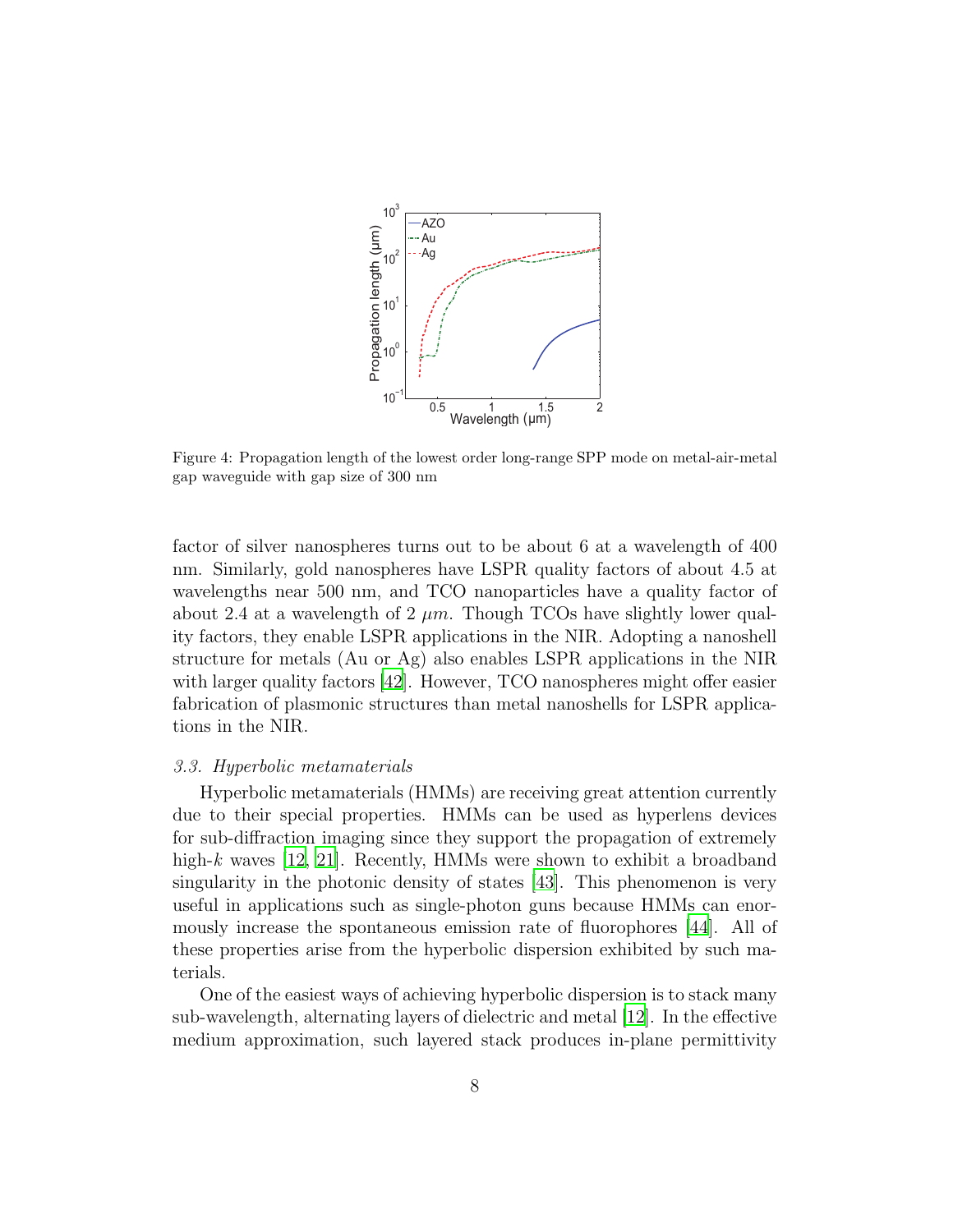Figure 4: Propagation length of the lowest order long-range SPP mode on metal-air-metal gap waveguide with gap size of 300 nm

factor of silver nanospheres turns out to be about 6 at a wavelength of 400 nm. Similarly, gold nanospheres have LSPR quality factors of about 4.5 at wavelengths near 500 nm, and TCO nanoparticles have a quality factor of about 2.4 at a wavelength of 2 $\mu m$. Though TCOs have slightly lower quality factors, they enable LSPR applications in the NIR. Adopting a nanoshell structure for metals (Au or Ag) also enables LSPR applications in the NIR with larger quality factors [42]. However, TCO nanospheres might offer easier fabrication of plasmonic structures than metal nanoshells for LSPR applications in the NIR.

### *3.3. Hyperbolic metamaterials*

Hyperbolic metamaterials (HMMs) are receiving great attention currently due to their special properties. HMMs can be used as hyperlens devices for sub-diffraction imaging since they support the propagation of extremely high-$k$ waves [12, 21]. Recently, HMMs were shown to exhibit a broadband singularity in the photonic density of states [43]. This phenomenon is very useful in applications such as single-photon guns because HMMs can enormously increase the spontaneous emission rate of fluorophores [44]. All of these properties arise from the hyperbolic dispersion exhibited by such materials.

One of the easiest ways of achieving hyperbolic dispersion is to stack many sub-wavelength, alternating layers of dielectric and metal [12]. In the effective medium approximation, such layered stack produces in-plane permittivity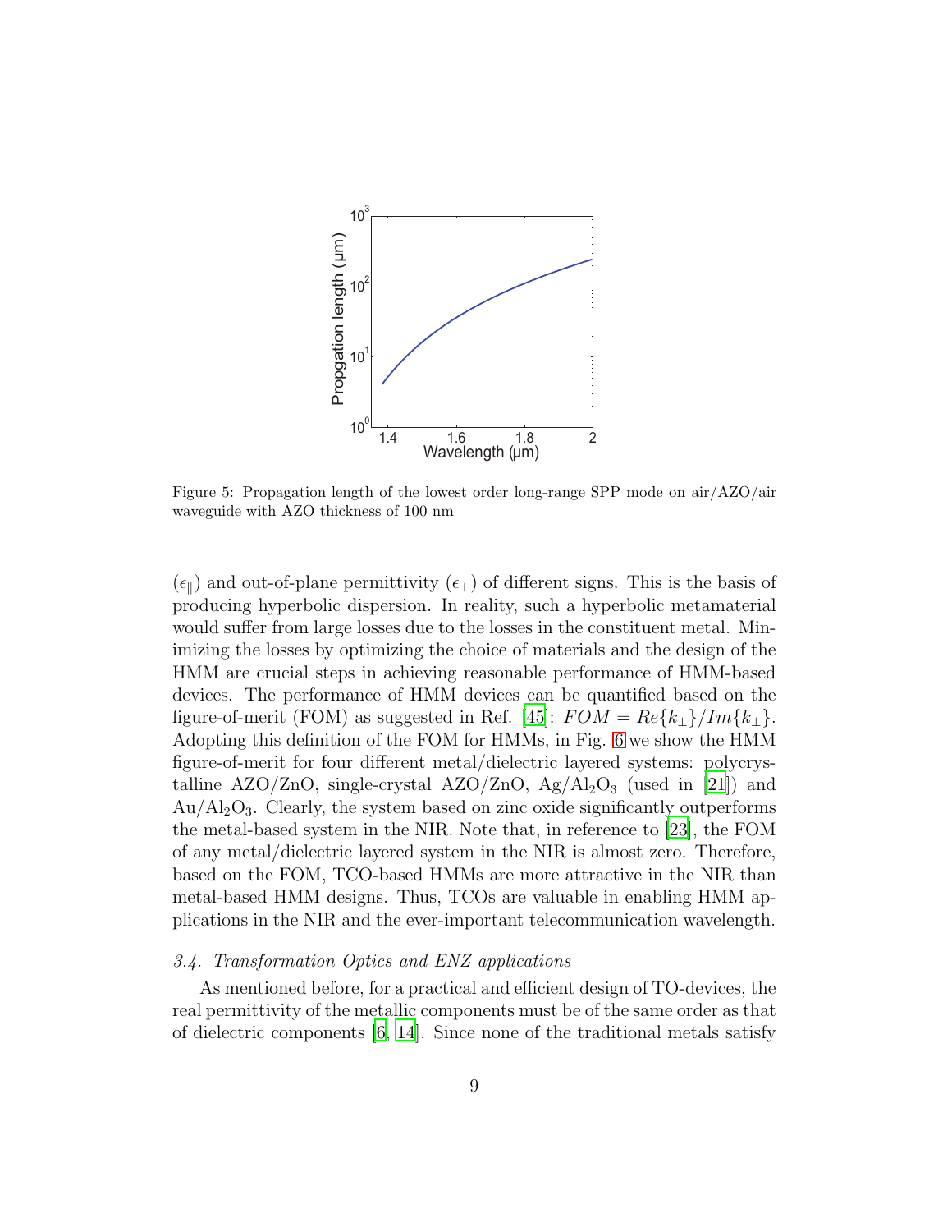Figure 5: Propagation length of the lowest order long-range SPP mode on air/AZO/air waveguide with AZO thickness of 100 nm

($\epsilon_{\parallel}$) and out-of-plane permittivity ($\epsilon_{\perp}$) of different signs. This is the basis of producing hyperbolic dispersion. In reality, such a hyperbolic metamaterial would suffer from large losses due to the losses in the constituent metal. Minimizing the losses by optimizing the choice of materials and the design of the HMM are crucial steps in achieving reasonable performance of HMM-based devices. The performance of HMM devices can be quantified based on the figure-of-merit (FOM) as suggested in Ref. [45]: $FOM = Re\{k_{\perp}\}/Im\{k_{\perp}\}$. Adopting this definition of the FOM for HMMs, in Fig. 6 we show the HMM figure-of-merit for four different metal/dielectric layered systems: polycrystalline AZO/ZnO, single-crystal AZO/ZnO, Ag/$Al_2O_3$ (used in [21]) and Au/$Al_2O_3$. Clearly, the system based on zinc oxide significantly outperforms the metal-based system in the NIR. Note that, in reference to [23], the FOM of any metal/dielectric layered system in the NIR is almost zero. Therefore, based on the FOM, TCO-based HMMs are more attractive in the NIR than metal-based HMM designs. Thus, TCOs are valuable in enabling HMM applications in the NIR and the ever-important telecommunication wavelength.

### *3.4. Transformation Optics and ENZ applications*

As mentioned before, for a practical and efficient design of TO-devices, the real permittivity of the metallic components must be of the same order as that of dielectric components [6, 14]. Since none of the traditional metals satisfy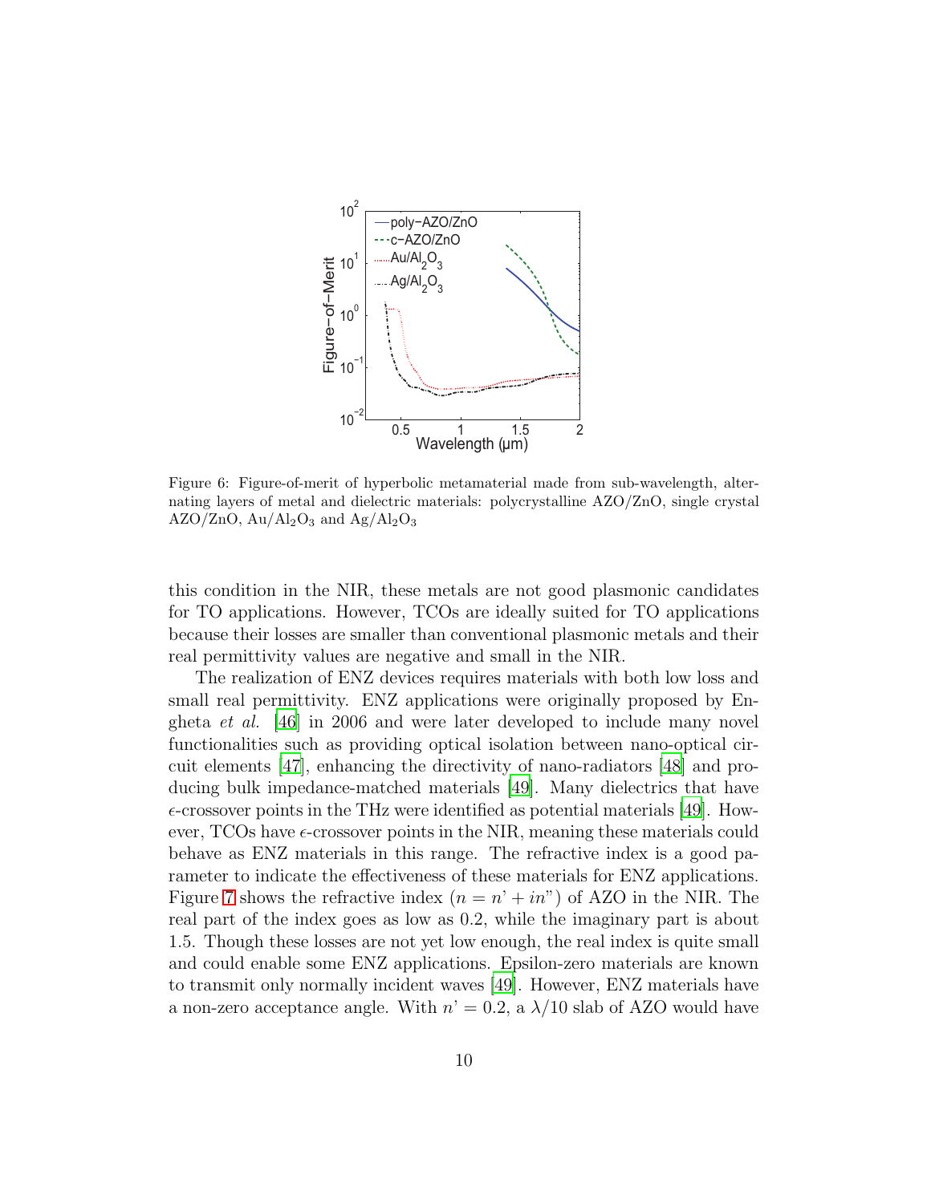Figure 6: Figure-of-merit of hyperbolic metamaterial made from sub-wavelength, alternating layers of metal and dielectric materials: polycrystalline AZO/ZnO, single crystal AZO/ZnO, $Au/Al_2O_3$ and $Ag/Al_2O_3$

this condition in the NIR, these metals are not good plasmonic candidates for TO applications. However, TCOs are ideally suited for TO applications because their losses are smaller than conventional plasmonic metals and their real permittivity values are negative and small in the NIR.

The realization of ENZ devices requires materials with both low loss and small real permittivity. ENZ applications were originally proposed by Engheta *et al.* [46] in 2006 and were later developed to include many novel functionalities such as providing optical isolation between nano-optical circuit elements [47], enhancing the directivity of nano-radiators [48] and producing bulk impedance-matched materials [49]. Many dielectrics that have $\epsilon$-crossover points in the THz were identified as potential materials [49]. However, TCOs have $\epsilon$-crossover points in the NIR, meaning these materials could behave as ENZ materials in this range. The refractive index is a good parameter to indicate the effectiveness of these materials for ENZ applications. Figure 7 shows the refractive index ($n = n' + in''$) of AZO in the NIR. The real part of the index goes as low as 0.2, while the imaginary part is about 1.5. Though these losses are not yet low enough, the real index is quite small and could enable some ENZ applications. Epsilon-zero materials are known to transmit only normally incident waves [49]. However, ENZ materials have a non-zero acceptance angle. With $n' = 0.2$, a $\lambda/10$ slab of AZO would have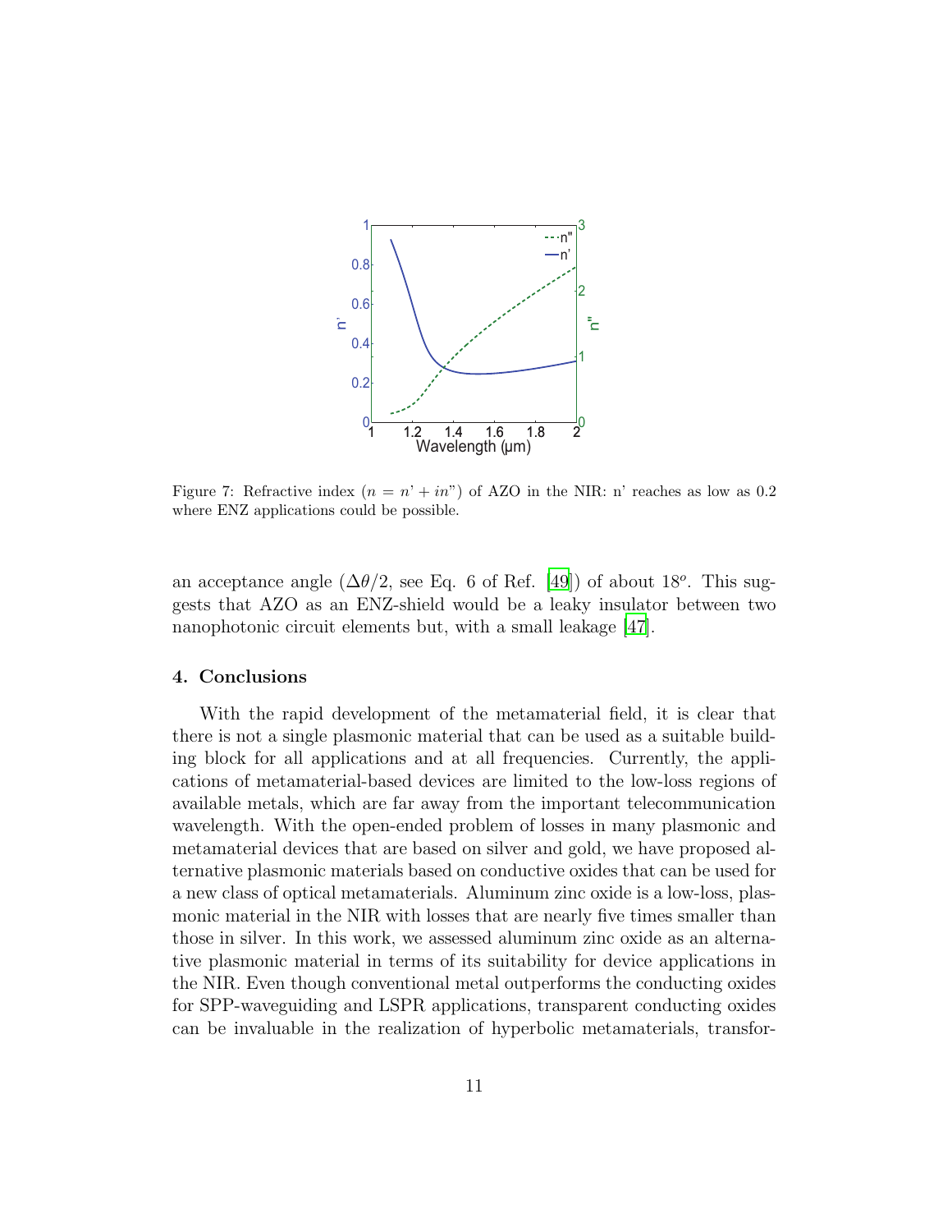Figure 7: Refractive index ($n = n' + in''$) of AZO in the NIR: n' reaches as low as 0.2 where ENZ applications could be possible.

an acceptance angle ($\Delta\theta/2$, see Eq. 6 of Ref. [49]) of about $18^o$. This suggests that AZO as an ENZ-shield would be a leaky insulator between two nanophotonic circuit elements but, with a small leakage [47].

## 4. Conclusions

With the rapid development of the metamaterial field, it is clear that there is not a single plasmonic material that can be used as a suitable building block for all applications and at all frequencies. Currently, the applications of metamaterial-based devices are limited to the low-loss regions of available metals, which are far away from the important telecommunication wavelength. With the open-ended problem of losses in many plasmonic and metamaterial devices that are based on silver and gold, we have proposed alternative plasmonic materials based on conductive oxides that can be used for a new class of optical metamaterials. Aluminum zinc oxide is a low-loss, plasmonic material in the NIR with losses that are nearly five times smaller than those in silver. In this work, we assessed aluminum zinc oxide as an alternative plasmonic material in terms of its suitability for device applications in the NIR. Even though conventional metal outperforms the conducting oxides for SPP-waveguiding and LSPR applications, transparent conducting oxides can be invaluable in the realization of hyperbolic metamaterials, transfor-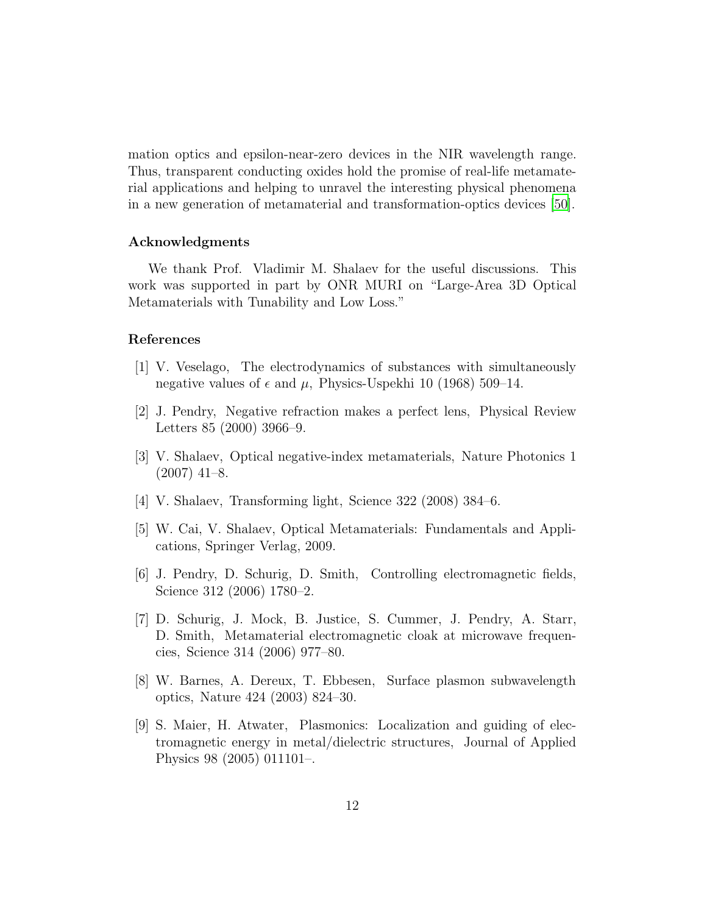mation optics and epsilon-near-zero devices in the NIR wavelength range. Thus, transparent conducting oxides hold the promise of real-life metamaterial applications and helping to unravel the interesting physical phenomena in a new generation of metamaterial and transformation-optics devices [50].

## Acknowledgments

We thank Prof. Vladimir M. Shalaev for the useful discussions. This work was supported in part by ONR MURI on "Large-Area 3D Optical Metamaterials with Tunability and Low Loss."

## References

[1] V. Veselago, The electrodynamics of substances with simultaneously negative values of $\epsilon$ and $\mu$, Physics-Uspekhi 10 (1968) 509–14.

[2] J. Pendry, Negative refraction makes a perfect lens, Physical Review Letters 85 (2000) 3966–9.

[3] V. Shalaev, Optical negative-index metamaterials, Nature Photonics 1 (2007) 41–8.

[4] V. Shalaev, Transforming light, Science 322 (2008) 384–6.

[5] W. Cai, V. Shalaev, Optical Metamaterials: Fundamentals and Applications, Springer Verlag, 2009.

[6] J. Pendry, D. Schurig, D. Smith, Controlling electromagnetic fields, Science 312 (2006) 1780–2.

[7] D. Schurig, J. Mock, B. Justice, S. Cummer, J. Pendry, A. Starr, D. Smith, Metamaterial electromagnetic cloak at microwave frequencies, Science 314 (2006) 977–80.

[8] W. Barnes, A. Dereux, T. Ebbesen, Surface plasmon subwavelength optics, Nature 424 (2003) 824–30.

[9] S. Maier, H. Atwater, Plasmonics: Localization and guiding of electromagnetic energy in metal/dielectric structures, Journal of Applied Physics 98 (2005) 011101–.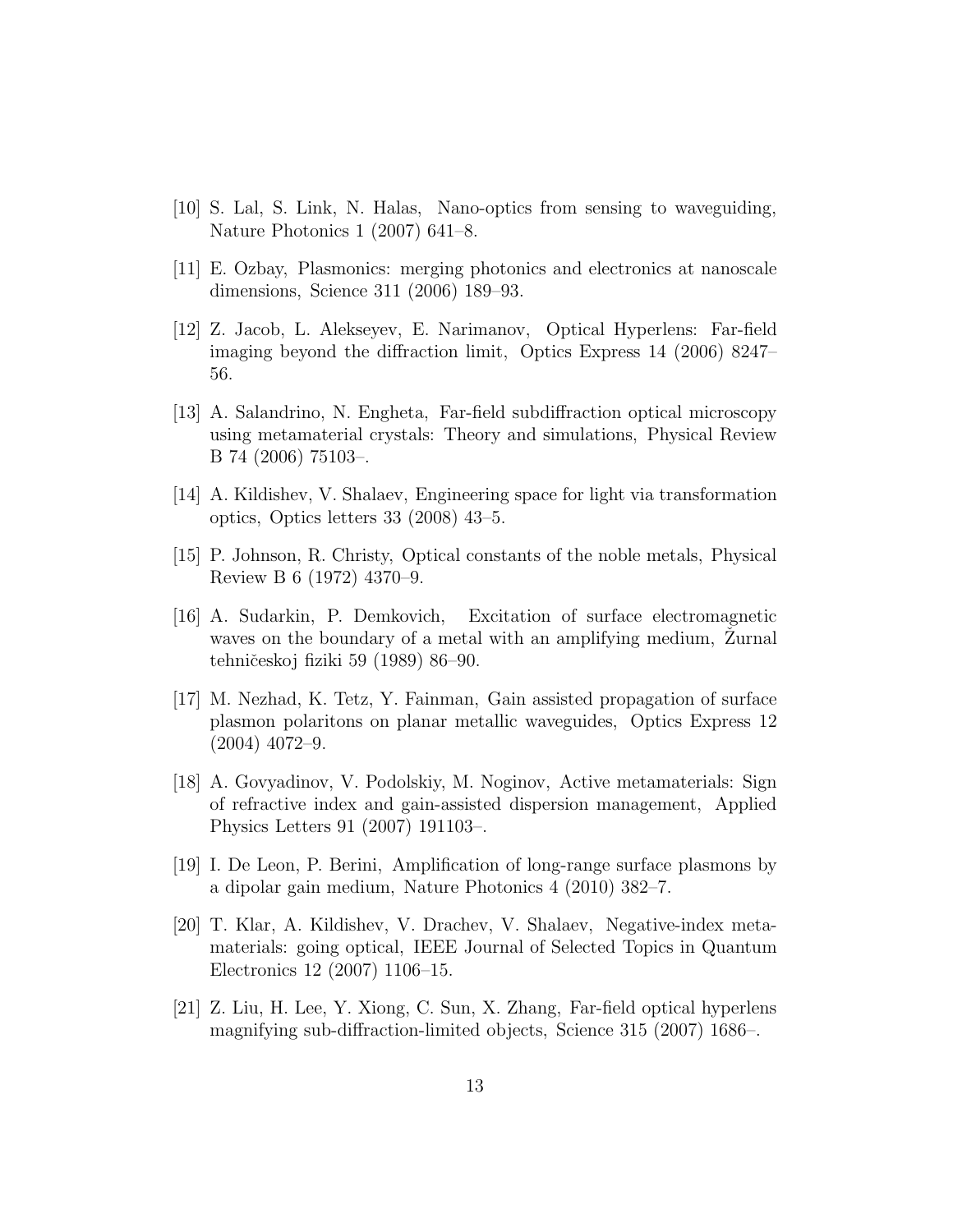[10] S. Lal, S. Link, N. Halas, Nano-optics from sensing to waveguiding, Nature Photonics 1 (2007) 641–8.

[11] E. Ozbay, Plasmonics: merging photonics and electronics at nanoscale dimensions, Science 311 (2006) 189–93.

[12] Z. Jacob, L. Alekseyev, E. Narimanov, Optical Hyperlens: Far-field imaging beyond the diffraction limit, Optics Express 14 (2006) 8247–56.

[13] A. Salandrino, N. Engheta, Far-field subdiffraction optical microscopy using metamaterial crystals: Theory and simulations, Physical Review B 74 (2006) 75103–.

[14] A. Kildishev, V. Shalaev, Engineering space for light via transformation optics, Optics letters 33 (2008) 43–5.

[15] P. Johnson, R. Christy, Optical constants of the noble metals, Physical Review B 6 (1972) 4370–9.

[16] A. Sudarkin, P. Demkovich, Excitation of surface electromagnetic waves on the boundary of a metal with an amplifying medium, Žurnal tehničeskoj fiziki 59 (1989) 86–90.

[17] M. Nezhad, K. Tetz, Y. Fainman, Gain assisted propagation of surface plasmon polaritons on planar metallic waveguides, Optics Express 12 (2004) 4072–9.

[18] A. Govyadinov, V. Podolskiy, M. Noginov, Active metamaterials: Sign of refractive index and gain-assisted dispersion management, Applied Physics Letters 91 (2007) 191103–.

[19] I. De Leon, P. Berini, Amplification of long-range surface plasmons by a dipolar gain medium, Nature Photonics 4 (2010) 382–7.

[20] T. Klar, A. Kildishev, V. Drachev, V. Shalaev, Negative-index metamaterials: going optical, IEEE Journal of Selected Topics in Quantum Electronics 12 (2007) 1106–15.

[21] Z. Liu, H. Lee, Y. Xiong, C. Sun, X. Zhang, Far-field optical hyperlens magnifying sub-diffraction-limited objects, Science 315 (2007) 1686–.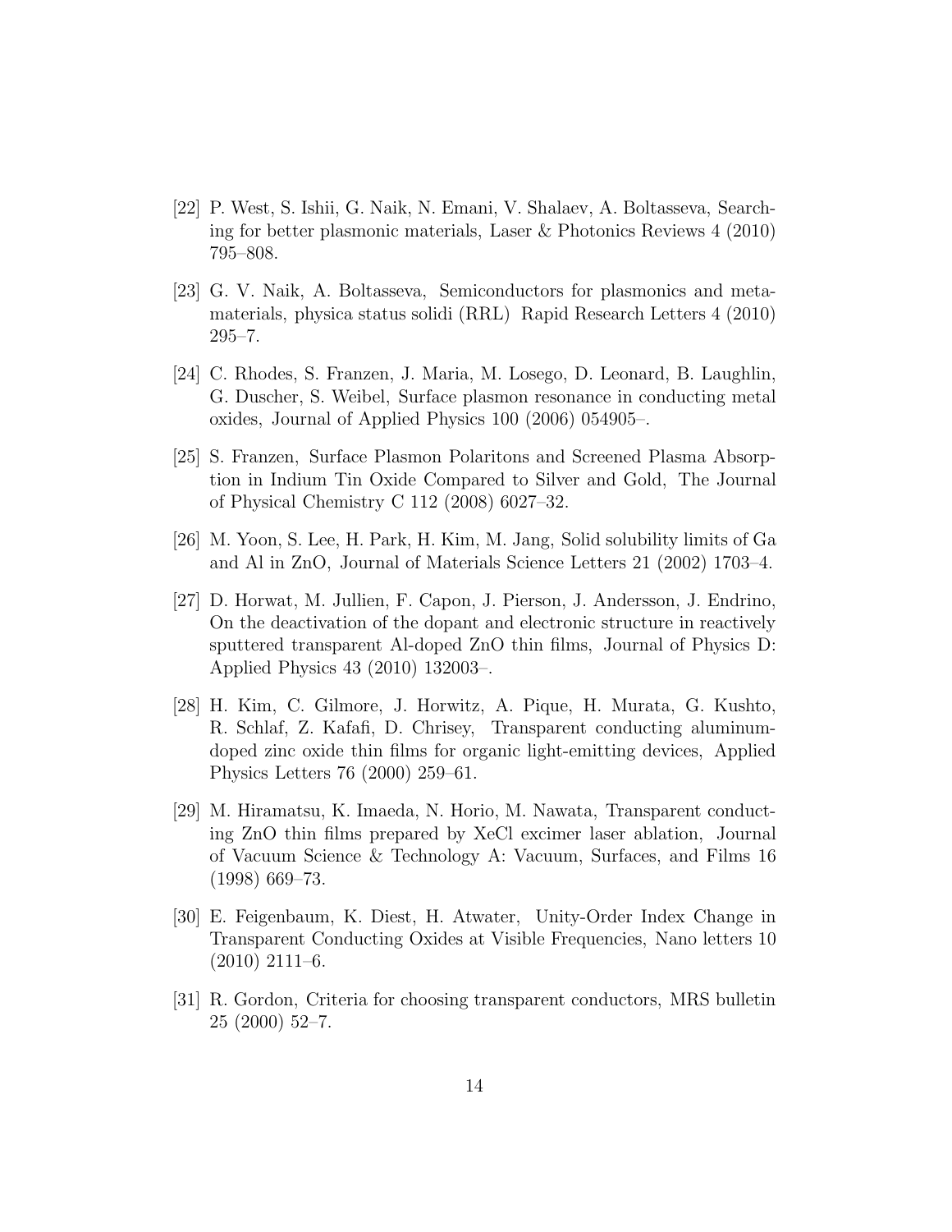[22] P. West, S. Ishii, G. Naik, N. Emani, V. Shalaev, A. Boltasseva, Searching for better plasmonic materials, Laser & Photonics Reviews 4 (2010) 795–808.

[23] G. V. Naik, A. Boltasseva, Semiconductors for plasmonics and metamaterials, physica status solidi (RRL) Rapid Research Letters 4 (2010) 295–7.

[24] C. Rhodes, S. Franzen, J. Maria, M. Losego, D. Leonard, B. Laughlin, G. Duscher, S. Weibel, Surface plasmon resonance in conducting metal oxides, Journal of Applied Physics 100 (2006) 054905–.

[25] S. Franzen, Surface Plasmon Polaritons and Screened Plasma Absorption in Indium Tin Oxide Compared to Silver and Gold, The Journal of Physical Chemistry C 112 (2008) 6027–32.

[26] M. Yoon, S. Lee, H. Park, H. Kim, M. Jang, Solid solubility limits of Ga and Al in ZnO, Journal of Materials Science Letters 21 (2002) 1703–4.

[27] D. Horwat, M. Jullien, F. Capon, J. Pierson, J. Andersson, J. Endrino, On the deactivation of the dopant and electronic structure in reactively sputtered transparent Al-doped ZnO thin films, Journal of Physics D: Applied Physics 43 (2010) 132003–.

[28] H. Kim, C. Gilmore, J. Horwitz, A. Pique, H. Murata, G. Kushto, R. Schlaf, Z. Kafafi, D. Chrisey, Transparent conducting aluminum-doped zinc oxide thin films for organic light-emitting devices, Applied Physics Letters 76 (2000) 259–61.

[29] M. Hiramatsu, K. Imaeda, N. Horio, M. Nawata, Transparent conducting ZnO thin films prepared by XeCl excimer laser ablation, Journal of Vacuum Science & Technology A: Vacuum, Surfaces, and Films 16 (1998) 669–73.

[30] E. Feigenbaum, K. Diest, H. Atwater, Unity-Order Index Change in Transparent Conducting Oxides at Visible Frequencies, Nano letters 10 (2010) 2111–6.

[31] R. Gordon, Criteria for choosing transparent conductors, MRS bulletin 25 (2000) 52–7.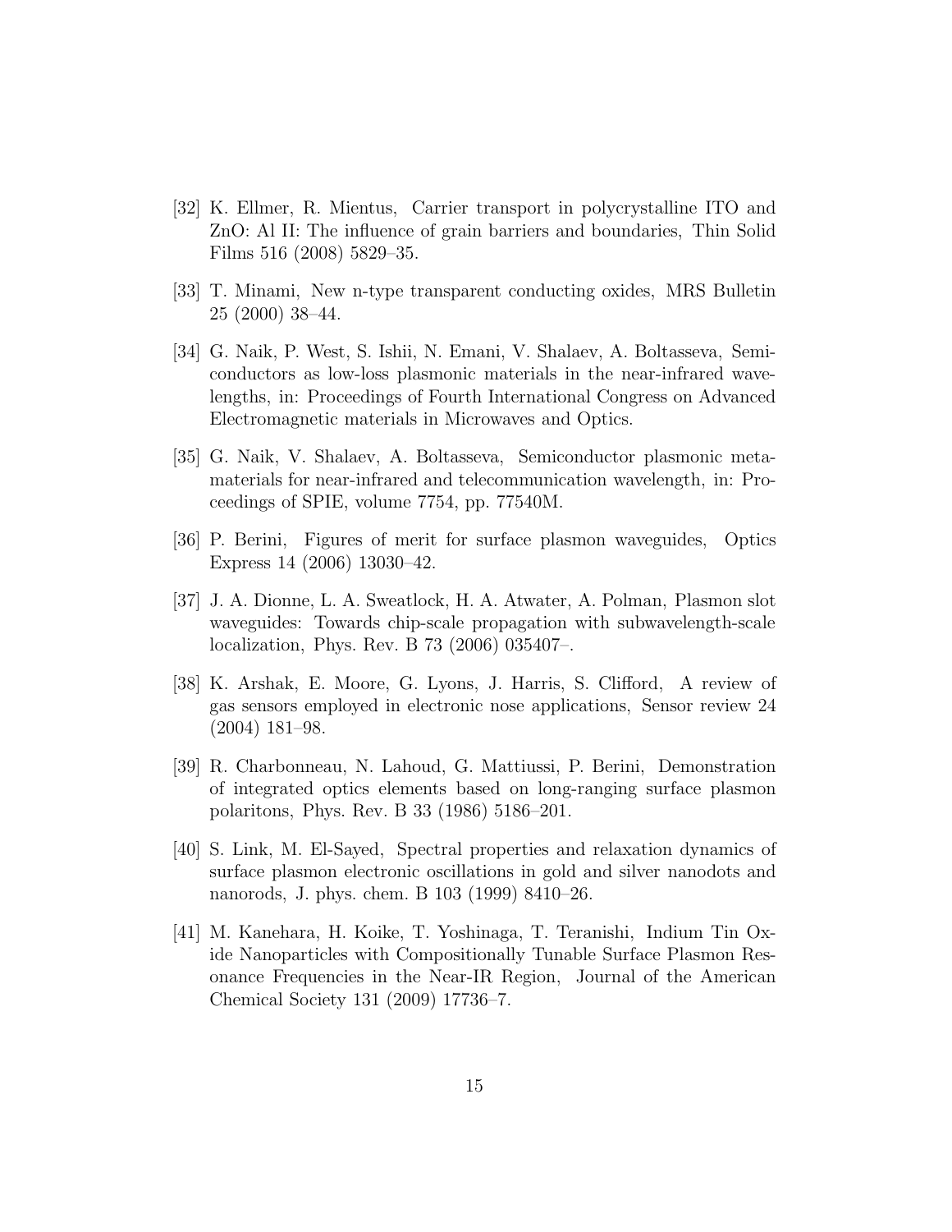[32] K. Ellmer, R. Mientus, Carrier transport in polycrystalline ITO and ZnO: Al II: The influence of grain barriers and boundaries, Thin Solid Films 516 (2008) 5829–35.

[33] T. Minami, New n-type transparent conducting oxides, MRS Bulletin 25 (2000) 38–44.

[34] G. Naik, P. West, S. Ishii, N. Emani, V. Shalaev, A. Boltasseva, Semiconductors as low-loss plasmonic materials in the near-infrared wavelengths, in: Proceedings of Fourth International Congress on Advanced Electromagnetic materials in Microwaves and Optics.

[35] G. Naik, V. Shalaev, A. Boltasseva, Semiconductor plasmonic metamaterials for near-infrared and telecommunication wavelength, in: Proceedings of SPIE, volume 7754, pp. 77540M.

[36] P. Berini, Figures of merit for surface plasmon waveguides, Optics Express 14 (2006) 13030–42.

[37] J. A. Dionne, L. A. Sweatlock, H. A. Atwater, A. Polman, Plasmon slot waveguides: Towards chip-scale propagation with subwavelength-scale localization, Phys. Rev. B 73 (2006) 035407–.

[38] K. Arshak, E. Moore, G. Lyons, J. Harris, S. Clifford, A review of gas sensors employed in electronic nose applications, Sensor review 24 (2004) 181–98.

[39] R. Charbonneau, N. Lahoud, G. Mattiussi, P. Berini, Demonstration of integrated optics elements based on long-ranging surface plasmon polaritons, Phys. Rev. B 33 (1986) 5186–201.

[40] S. Link, M. El-Sayed, Spectral properties and relaxation dynamics of surface plasmon electronic oscillations in gold and silver nanodots and nanorods, J. phys. chem. B 103 (1999) 8410–26.

[41] M. Kanehara, H. Koike, T. Yoshinaga, T. Teranishi, Indium Tin Oxide Nanoparticles with Compositionally Tunable Surface Plasmon Resonance Frequencies in the Near-IR Region, Journal of the American Chemical Society 131 (2009) 17736–7.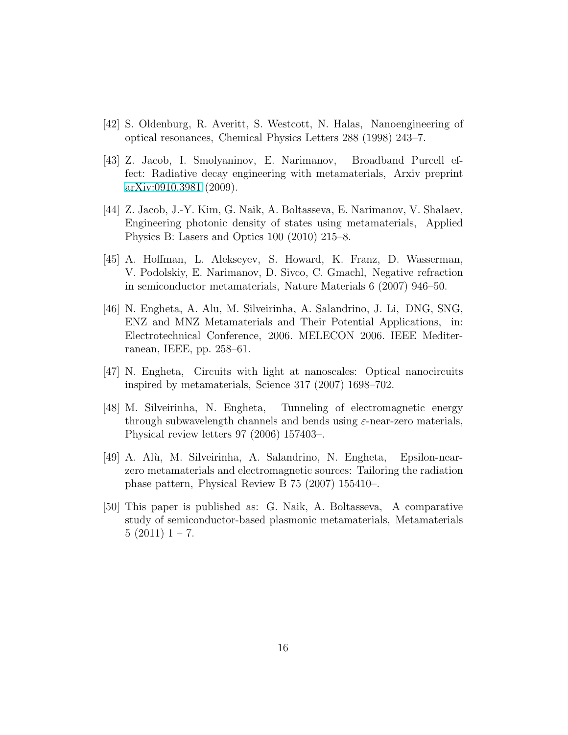[42] S. Oldenburg, R. Averitt, S. Westcott, N. Halas, Nanoengineering of optical resonances, Chemical Physics Letters 288 (1998) 243–7.

[43] Z. Jacob, I. Smolyaninov, E. Narimanov, Broadband Purcell effect: Radiative decay engineering with metamaterials, Arxiv preprint arXiv:0910.3981 (2009).

[44] Z. Jacob, J.-Y. Kim, G. Naik, A. Boltasseva, E. Narimanov, V. Shalaev, Engineering photonic density of states using metamaterials, Applied Physics B: Lasers and Optics 100 (2010) 215–8.

[45] A. Hoffman, L. Alekseyev, S. Howard, K. Franz, D. Wasserman, V. Podolskiy, E. Narimanov, D. Sivco, C. Gmachl, Negative refraction in semiconductor metamaterials, Nature Materials 6 (2007) 946–50.

[46] N. Engheta, A. Alu, M. Silveirinha, A. Salandrino, J. Li, DNG, SNG, ENZ and MNZ Metamaterials and Their Potential Applications, in: Electrotechnical Conference, 2006. MELECON 2006. IEEE Mediterranean, IEEE, pp. 258–61.

[47] N. Engheta, Circuits with light at nanoscales: Optical nanocircuits inspired by metamaterials, Science 317 (2007) 1698–702.

[48] M. Silveirinha, N. Engheta, Tunneling of electromagnetic energy through subwavelength channels and bends using $\varepsilon$-near-zero materials, Physical review letters 97 (2006) 157403–.

[49] A. Alù, M. Silveirinha, A. Salandrino, N. Engheta, Epsilon-near-zero metamaterials and electromagnetic sources: Tailoring the radiation phase pattern, Physical Review B 75 (2007) 155410–.

[50] This paper is published as: G. Naik, A. Boltasseva, A comparative study of semiconductor-based plasmonic metamaterials, Metamaterials 5 (2011) 1 – 7.